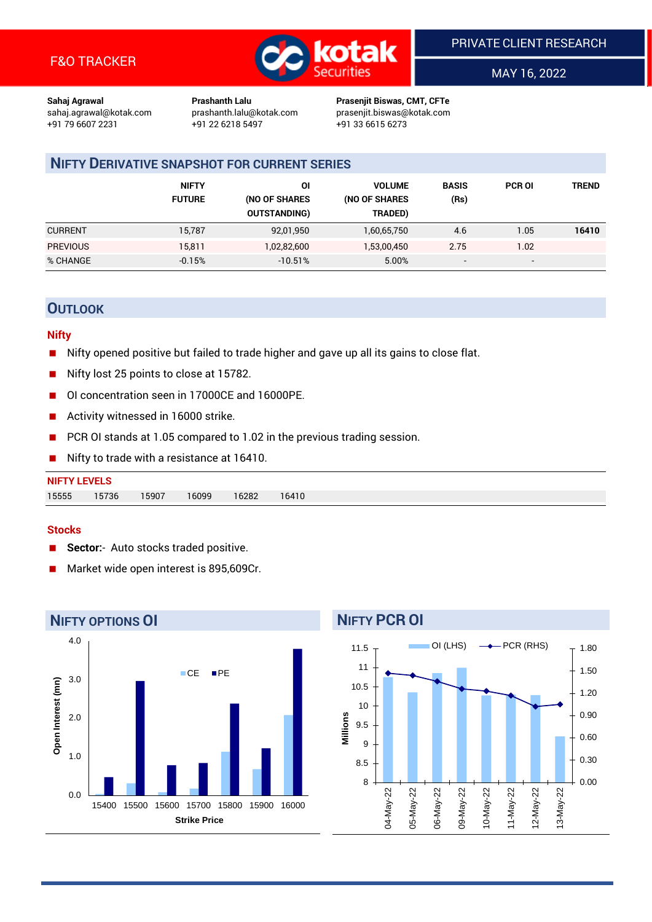F&O TRACKER

PRIVATE CLIENT RESEARCH

MAY 16, 2022

**Sahaj Agrawal**
sahaj.agrawal@kotak.com
+91 79 6607 2231

**Prashanth Lalu**
prashanth.lalu@kotak.com
+91 22 6218 5497

**Prasenjit Biswas, CMT, CFTe**
prasenjit.biswas@kotak.com
+91 33 6615 6273

## NIFTY DERIVATIVE SNAPSHOT FOR CURRENT SERIES

| | NIFTY FUTURE | OI (NO OF SHARES OUTSTANDING) | VOLUME (NO OF SHARES TRADED) | BASIS (Rs) | PCR OI | TREND |
|---|---|---|---|---|---|---|
| CURRENT | 15,787 | 92,01,950 | 1,60,65,750 | 4.6 | 1.05 | **16410** |
| PREVIOUS | 15,811 | 1,02,82,600 | 1,53,00,450 | 2.75 | 1.02 | |
| % CHANGE | -0.15% | -10.51% | 5.00% | - | - | |

## OUTLOOK

### Nifty

- Nifty opened positive but failed to trade higher and gave up all its gains to close flat.
- Nifty lost 25 points to close at 15782.
- OI concentration seen in 17000CE and 16000PE.
- Activity witnessed in 16000 strike.
- PCR OI stands at 1.05 compared to 1.02 in the previous trading session.
- Nifty to trade with a resistance at 16410.

**NIFTY LEVELS**

| 15555 | 15736 | 15907 | 16099 | 16282 | 16410 |
|---|---|---|---|---|---|

### Stocks

- **Sector:-** Auto stocks traded positive.
- Market wide open interest is 895,609Cr.

## NIFTY OPTIONS OI

## NIFTY PCR OI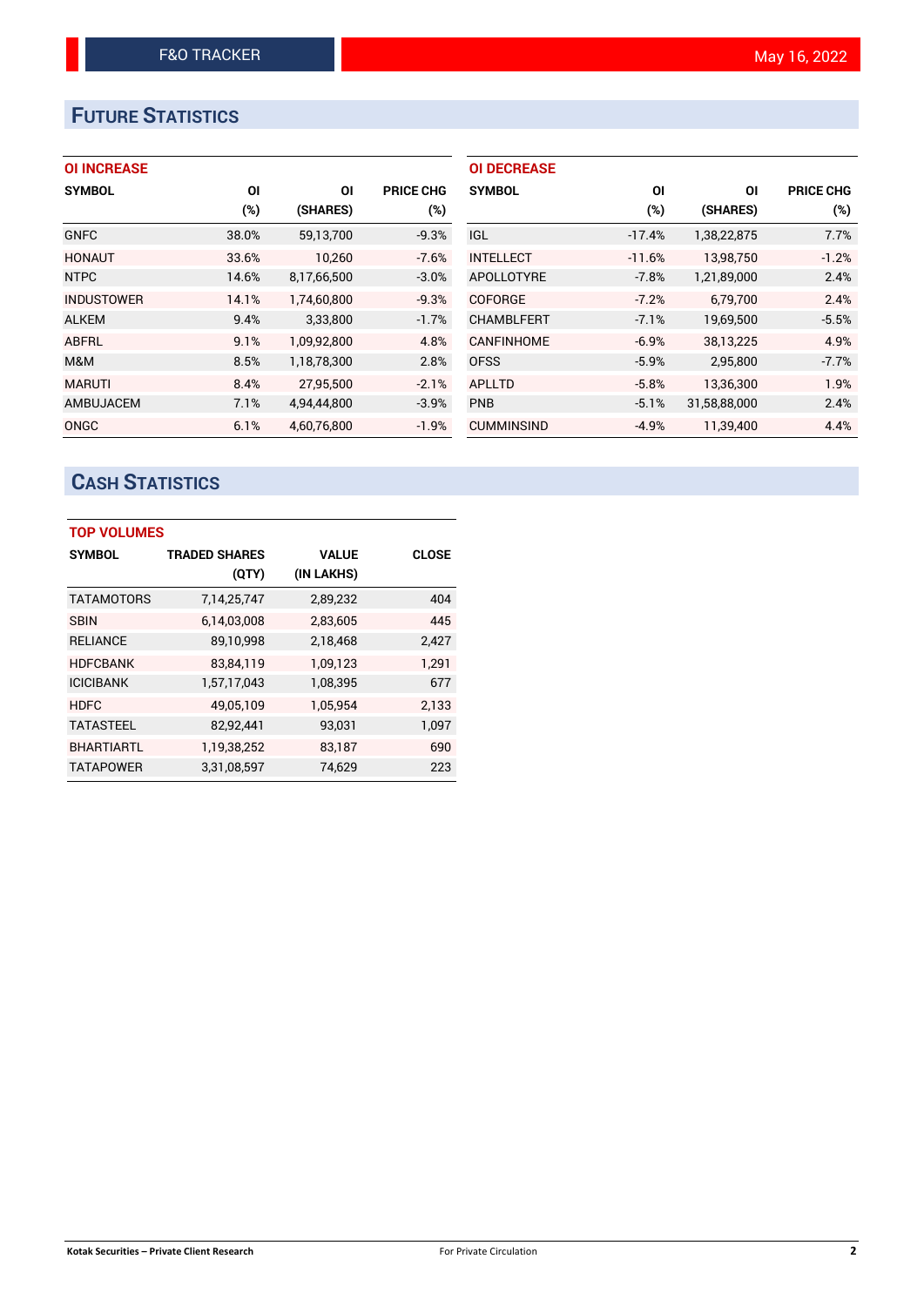# FUTURE STATISTICS

### OI INCREASE

| SYMBOL | OI (%) | OI (SHARES) | PRICE CHG (%) |
|---|---|---|---|
| GNFC | 38.0% | 59,13,700 | -9.3% |
| HONAUT | 33.6% | 10,260 | -7.6% |
| NTPC | 14.6% | 8,17,66,500 | -3.0% |
| INDUSTOWER | 14.1% | 1,74,60,800 | -9.3% |
| ALKEM | 9.4% | 3,33,800 | -1.7% |
| ABFRL | 9.1% | 1,09,92,800 | 4.8% |
| M&M | 8.5% | 1,18,78,300 | 2.8% |
| MARUTI | 8.4% | 27,95,500 | -2.1% |
| AMBUJACEM | 7.1% | 4,94,44,800 | -3.9% |
| ONGC | 6.1% | 4,60,76,800 | -1.9% |

### OI DECREASE

| SYMBOL | OI (%) | OI (SHARES) | PRICE CHG (%) |
|---|---|---|---|
| IGL | -17.4% | 1,38,22,875 | 7.7% |
| INTELLECT | -11.6% | 13,98,750 | -1.2% |
| APOLLOTYRE | -7.8% | 1,21,89,000 | 2.4% |
| COFORGE | -7.2% | 6,79,700 | 2.4% |
| CHAMBLFERT | -7.1% | 19,69,500 | -5.5% |
| CANFINHOME | -6.9% | 38,13,225 | 4.9% |
| OFSS | -5.9% | 2,95,800 | -7.7% |
| APLLTD | -5.8% | 13,36,300 | 1.9% |
| PNB | -5.1% | 31,58,88,000 | 2.4% |
| CUMMINSIND | -4.9% | 11,39,400 | 4.4% |

# CASH STATISTICS

### TOP VOLUMES

| SYMBOL | TRADED SHARES (QTY) | VALUE (IN LAKHS) | CLOSE |
|---|---|---|---|
| TATAMOTORS | 7,14,25,747 | 2,89,232 | 404 |
| SBIN | 6,14,03,008 | 2,83,605 | 445 |
| RELIANCE | 89,10,998 | 2,18,468 | 2,427 |
| HDFCBANK | 83,84,119 | 1,09,123 | 1,291 |
| ICICIBANK | 1,57,17,043 | 1,08,395 | 677 |
| HDFC | 49,05,109 | 1,05,954 | 2,133 |
| TATASTEEL | 82,92,441 | 93,031 | 1,097 |
| BHARTIARTL | 1,19,38,252 | 83,187 | 690 |
| TATAPOWER | 3,31,08,597 | 74,629 | 223 |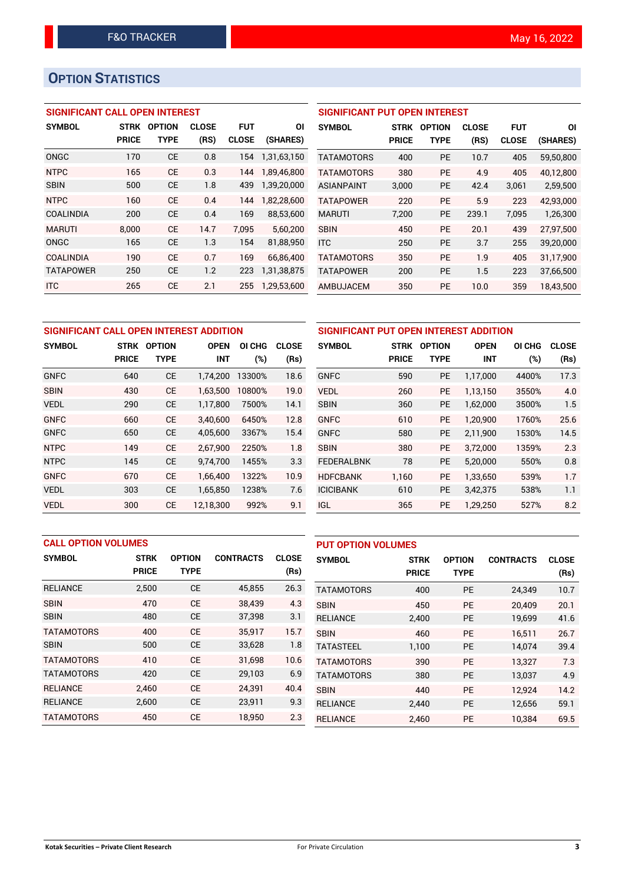F&O TRACKER May 16, 2022

## OPTION STATISTICS

### SIGNIFICANT CALL OPEN INTEREST

| SYMBOL | STRK PRICE | OPTION TYPE | CLOSE (RS) | FUT CLOSE | OI (SHARES) |
|---|---|---|---|---|---|
| ONGC | 170 | CE | 0.8 | 154 | 1,31,63,150 |
| NTPC | 165 | CE | 0.3 | 144 | 1,89,46,800 |
| SBIN | 500 | CE | 1.8 | 439 | 1,39,20,000 |
| NTPC | 160 | CE | 0.4 | 144 | 1,82,28,600 |
| COALINDIA | 200 | CE | 0.4 | 169 | 88,53,600 |
| MARUTI | 8,000 | CE | 14.7 | 7,095 | 5,60,200 |
| ONGC | 165 | CE | 1.3 | 154 | 81,88,950 |
| COALINDIA | 190 | CE | 0.7 | 169 | 66,86,400 |
| TATAPOWER | 250 | CE | 1.2 | 223 | 1,31,38,875 |
| ITC | 265 | CE | 2.1 | 255 | 1,29,53,600 |

### SIGNIFICANT PUT OPEN INTEREST

| SYMBOL | STRK PRICE | OPTION TYPE | CLOSE (RS) | FUT CLOSE | OI (SHARES) |
|---|---|---|---|---|---|
| TATAMOTORS | 400 | PE | 10.7 | 405 | 59,50,800 |
| TATAMOTORS | 380 | PE | 4.9 | 405 | 40,12,800 |
| ASIANPAINT | 3,000 | PE | 42.4 | 3,061 | 2,59,500 |
| TATAPOWER | 220 | PE | 5.9 | 223 | 42,93,000 |
| MARUTI | 7,200 | PE | 239.1 | 7,095 | 1,26,300 |
| SBIN | 450 | PE | 20.1 | 439 | 27,97,500 |
| ITC | 250 | PE | 3.7 | 255 | 39,20,000 |
| TATAMOTORS | 350 | PE | 1.9 | 405 | 31,17,900 |
| TATAPOWER | 200 | PE | 1.5 | 223 | 37,66,500 |
| AMBUJACEM | 350 | PE | 10.0 | 359 | 18,43,500 |

### SIGNIFICANT CALL OPEN INTEREST ADDITION

| SYMBOL | STRK PRICE | OPTION TYPE | OPEN INT | OI CHG (%) | CLOSE (Rs) |
|---|---|---|---|---|---|
| GNFC | 640 | CE | 1,74,200 | 13300% | 18.6 |
| SBIN | 430 | CE | 1,63,500 | 10800% | 19.0 |
| VEDL | 290 | CE | 1,17,800 | 7500% | 14.1 |
| GNFC | 660 | CE | 3,40,600 | 6450% | 12.8 |
| GNFC | 650 | CE | 4,05,600 | 3367% | 15.4 |
| NTPC | 149 | CE | 2,67,900 | 2250% | 1.8 |
| NTPC | 145 | CE | 9,74,700 | 1455% | 3.3 |
| GNFC | 670 | CE | 1,66,400 | 1322% | 10.9 |
| VEDL | 303 | CE | 1,65,850 | 1238% | 7.6 |
| VEDL | 300 | CE | 12,18,300 | 992% | 9.1 |

### SIGNIFICANT PUT OPEN INTEREST ADDITION

| SYMBOL | STRK PRICE | OPTION TYPE | OPEN INT | OI CHG (%) | CLOSE (Rs) |
|---|---|---|---|---|---|
| GNFC | 590 | PE | 1,17,000 | 4400% | 17.3 |
| VEDL | 260 | PE | 1,13,150 | 3550% | 4.0 |
| SBIN | 360 | PE | 1,62,000 | 3500% | 1.5 |
| GNFC | 610 | PE | 1,20,900 | 1760% | 25.6 |
| GNFC | 580 | PE | 2,11,900 | 1530% | 14.5 |
| SBIN | 380 | PE | 3,72,000 | 1359% | 2.3 |
| FEDERALBNK | 78 | PE | 5,20,000 | 550% | 0.8 |
| HDFCBANK | 1,160 | PE | 1,33,650 | 539% | 1.7 |
| ICICIBANK | 610 | PE | 3,42,375 | 538% | 1.1 |
| IGL | 365 | PE | 1,29,250 | 527% | 8.2 |

### CALL OPTION VOLUMES

| SYMBOL | STRK PRICE | OPTION TYPE | CONTRACTS | CLOSE (Rs) |
|---|---|---|---|---|
| RELIANCE | 2,500 | CE | 45,855 | 26.3 |
| SBIN | 470 | CE | 38,439 | 4.3 |
| SBIN | 480 | CE | 37,398 | 3.1 |
| TATAMOTORS | 400 | CE | 35,917 | 15.7 |
| SBIN | 500 | CE | 33,628 | 1.8 |
| TATAMOTORS | 410 | CE | 31,698 | 10.6 |
| TATAMOTORS | 420 | CE | 29,103 | 6.9 |
| RELIANCE | 2,460 | CE | 24,391 | 40.4 |
| RELIANCE | 2,600 | CE | 23,911 | 9.3 |
| TATAMOTORS | 450 | CE | 18,950 | 2.3 |

### PUT OPTION VOLUMES

| SYMBOL | STRK PRICE | OPTION TYPE | CONTRACTS | CLOSE (Rs) |
|---|---|---|---|---|
| TATAMOTORS | 400 | PE | 24,349 | 10.7 |
| SBIN | 450 | PE | 20,409 | 20.1 |
| RELIANCE | 2,400 | PE | 19,699 | 41.6 |
| SBIN | 460 | PE | 16,511 | 26.7 |
| TATASTEEL | 1,100 | PE | 14,074 | 39.4 |
| TATAMOTORS | 390 | PE | 13,327 | 7.3 |
| TATAMOTORS | 380 | PE | 13,037 | 4.9 |
| SBIN | 440 | PE | 12,924 | 14.2 |
| RELIANCE | 2,440 | PE | 12,656 | 59.1 |
| RELIANCE | 2,460 | PE | 10,384 | 69.5 |

Kotak Securities – Private Client Research For Private Circulation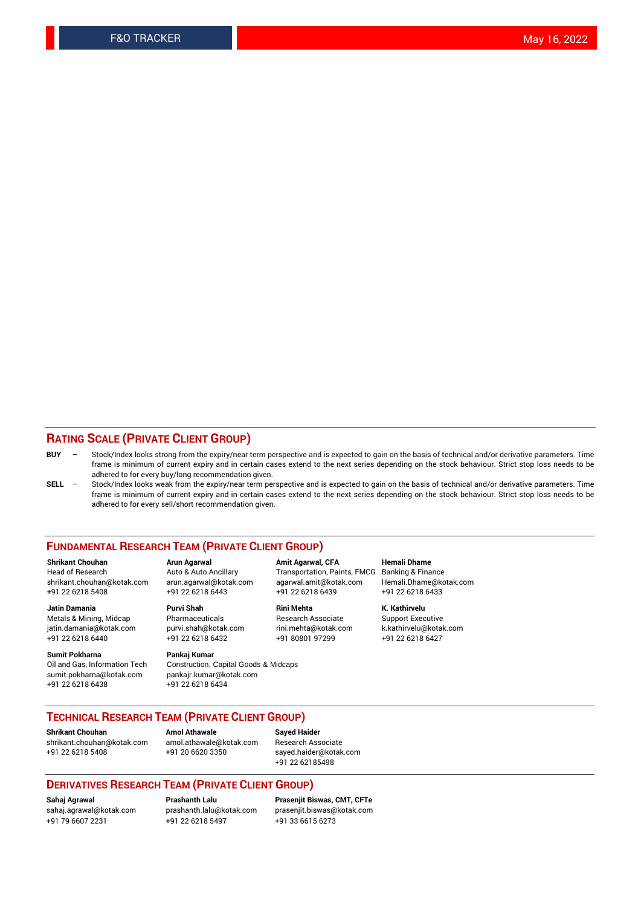## RATING SCALE (PRIVATE CLIENT GROUP)

**BUY** – Stock/Index looks strong from the expiry/near term perspective and is expected to gain on the basis of technical and/or derivative parameters. Time frame is minimum of current expiry and in certain cases extend to the next series depending on the stock behaviour. Strict stop loss needs to be adhered to for every buy/long recommendation given.

**SELL** – Stock/Index looks weak from the expiry/near term perspective and is expected to gain on the basis of technical and/or derivative parameters. Time frame is minimum of current expiry and in certain cases extend to the next series depending on the stock behaviour. Strict stop loss needs to be adhered to for every sell/short recommendation given.

## FUNDAMENTAL RESEARCH TEAM (PRIVATE CLIENT GROUP)

**Shrikant Chouhan**
Head of Research
shrikant.chouhan@kotak.com
+91 22 6218 5408

**Arun Agarwal**
Auto & Auto Ancillary
arun.agarwal@kotak.com
+91 22 6218 6443

**Amit Agarwal, CFA**
Transportation, Paints, FMCG
agarwal.amit@kotak.com
+91 22 6218 6439

**Hemali Dhame**
Banking & Finance
Hemali.Dhame@kotak.com
+91 22 6218 6433

**Jatin Damania**
Metals & Mining, Midcap
jatin.damania@kotak.com
+91 22 6218 6440

**Purvi Shah**
Pharmaceuticals
purvi.shah@kotak.com
+91 22 6218 6432

**Rini Mehta**
Research Associate
rini.mehta@kotak.com
+91 80801 97299

**K. Kathirvelu**
Support Executive
k.kathirvelu@kotak.com
+91 22 6218 6427

**Sumit Pokharna**
Oil and Gas, Information Tech
sumit.pokharna@kotak.com
+91 22 6218 6438

**Pankaj Kumar**
Construction, Capital Goods & Midcaps
pankajr.kumar@kotak.com
+91 22 6218 6434

## TECHNICAL RESEARCH TEAM (PRIVATE CLIENT GROUP)

**Shrikant Chouhan**
shrikant.chouhan@kotak.com
+91 22 6218 5408

**Amol Athawale**
amol.athawale@kotak.com
+91 20 6620 3350

**Sayed Haider**
Research Associate
sayed.haider@kotak.com
+91 22 62185498

## DERIVATIVES RESEARCH TEAM (PRIVATE CLIENT GROUP)

**Sahaj Agrawal**
sahaj.agrawal@kotak.com
+91 79 6607 2231

**Prashanth Lalu**
prashanth.lalu@kotak.com
+91 22 6218 5497

**Prasenjit Biswas, CMT, CFTe**
prasenjit.biswas@kotak.com
+91 33 6615 6273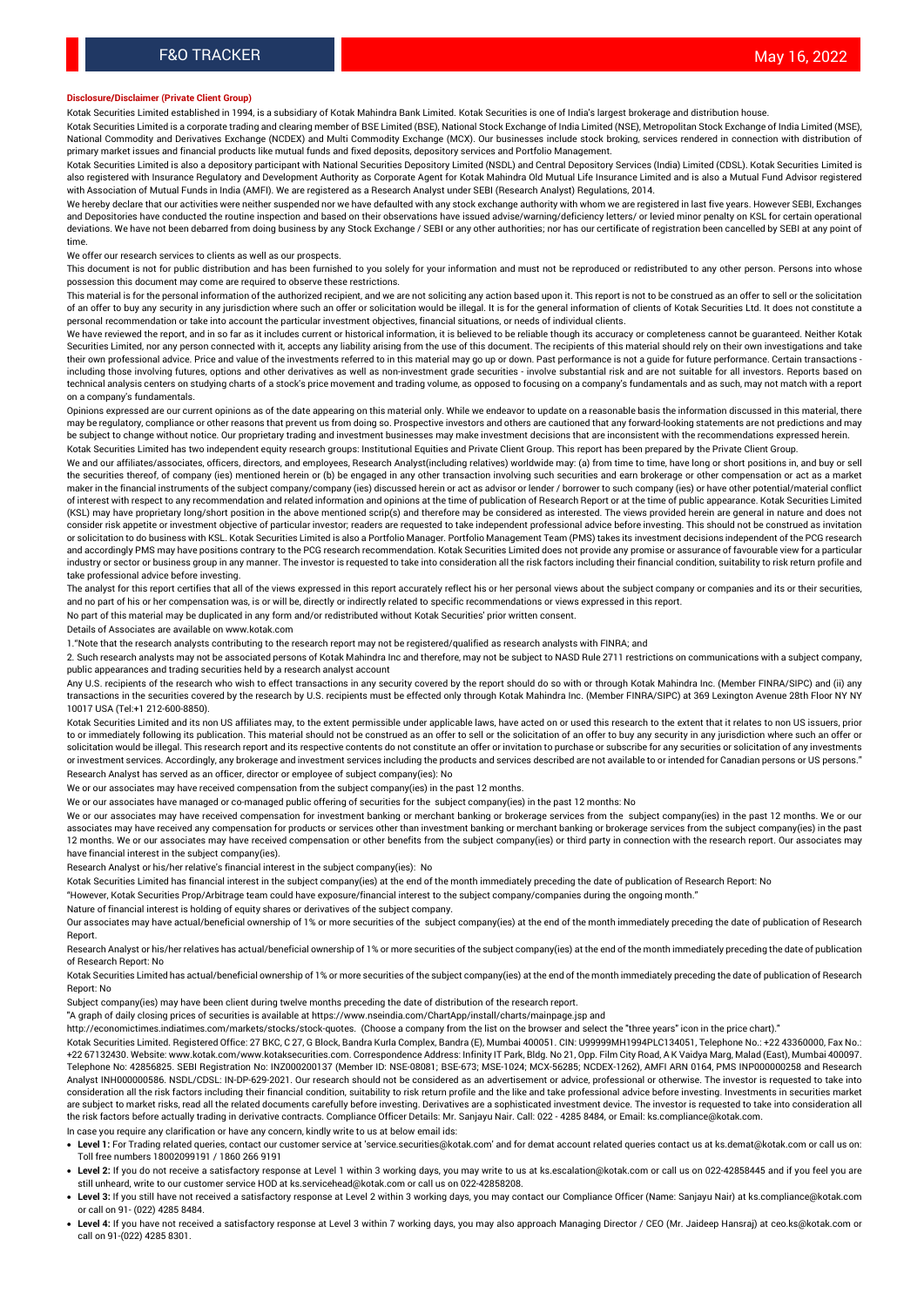**Disclosure/Disclaimer (Private Client Group)**

Kotak Securities Limited established in 1994, is a subsidiary of Kotak Mahindra Bank Limited. Kotak Securities is one of India's largest brokerage and distribution house.

Kotak Securities Limited is a corporate trading and clearing member of BSE Limited (BSE), National Stock Exchange of India Limited (NSE), Metropolitan Stock Exchange of India Limited (MSE), National Commodity and Derivatives Exchange (NCDEX) and Multi Commodity Exchange (MCX). Our businesses include stock broking, services rendered in connection with distribution of primary market issues and financial products like mutual funds and fixed deposits, depository services and Portfolio Management.

Kotak Securities Limited is also a depository participant with National Securities Depository Limited (NSDL) and Central Depository Services (India) Limited (CDSL). Kotak Securities Limited is also registered with Insurance Regulatory and Development Authority as Corporate Agent for Kotak Mahindra Old Mutual Life Insurance Limited and is also a Mutual Fund Advisor registered with Association of Mutual Funds in India (AMFI). We are registered as a Research Analyst under SEBI (Research Analyst) Regulations, 2014.

We hereby declare that our activities were neither suspended nor we have defaulted with any stock exchange authority with whom we are registered in last five years. However SEBI, Exchanges and Depositories have conducted the routine inspection and based on their observations have issued advise/warning/deficiency letters/ or levied minor penalty on KSL for certain operational deviations. We have not been debarred from doing business by any Stock Exchange / SEBI or any other authorities; nor has our certificate of registration been cancelled by SEBI at any point of time.

We offer our research services to clients as well as our prospects.

This document is not for public distribution and has been furnished to you solely for your information and must not be reproduced or redistributed to any other person. Persons into whose possession this document may come are required to observe these restrictions.

This material is for the personal information of the authorized recipient, and we are not soliciting any action based upon it. This report is not to be construed as an offer to sell or the solicitation of an offer to buy any security in any jurisdiction where such an offer or solicitation would be illegal. It is for the general information of clients of Kotak Securities Ltd. It does not constitute a personal recommendation or take into account the particular investment objectives, financial situations, or needs of individual clients.

We have reviewed the report, and in so far as it includes current or historical information, it is believed to be reliable though its accuracy or completeness cannot be guaranteed. Neither Kotak Securities Limited, nor any person connected with it, accepts any liability arising from the use of this document. The recipients of this material should rely on their own investigations and take their own professional advice. Price and value of the investments referred to in this material may go up or down. Past performance is not a guide for future performance. Certain transactions - including those involving futures, options and other derivatives as well as non-investment grade securities - involve substantial risk and are not suitable for all investors. Reports based on technical analysis centers on studying charts of a stock's price movement and trading volume, as opposed to focusing on a company's fundamentals and as such, may not match with a report on a company's fundamentals.

Opinions expressed are our current opinions as of the date appearing on this material only. While we endeavor to update on a reasonable basis the information discussed in this material, there may be regulatory, compliance or other reasons that prevent us from doing so. Prospective investors and others are cautioned that any forward-looking statements are not predictions and may be subject to change without notice. Our proprietary trading and investment businesses may make investment decisions that are inconsistent with the recommendations expressed herein.

Kotak Securities Limited has two independent equity research groups: Institutional Equities and Private Client Group. This report has been prepared by the Private Client Group.

We and our affiliates/associates, officers, directors, and employees, Research Analyst(including relatives) worldwide may: (a) from time to time, have long or short positions in, and buy or sell the securities thereof, of company (ies) mentioned herein or (b) be engaged in any other transaction involving such securities and earn brokerage or other compensation or act as a market maker in the financial instruments of the subject company/company (ies) discussed herein or act as advisor or lender / borrower to such company (ies) or have other potential/material conflict of interest with respect to any recommendation and related information and opinions at the time of publication of Research Report or at the time of public appearance. Kotak Securities Limited (KSL) may have proprietary long/short position in the above mentioned scrip(s) and therefore may be considered as interested. The views provided herein are general in nature and does not consider risk appetite or investment objective of particular investor; readers are requested to take independent professional advice before investing. This should not be construed as invitation or solicitation to do business with KSL. Kotak Securities Limited is also a Portfolio Manager. Portfolio Management Team (PMS) takes its investment decisions independent of the PCG research and accordingly PMS may have positions contrary to the PCG research recommendation. Kotak Securities Limited does not provide any promise or assurance of favourable view for a particular industry or sector or business group in any manner. The investor is requested to take into consideration all the risk factors including their financial condition, suitability to risk return profile and take professional advice before investing.

The analyst for this report certifies that all of the views expressed in this report accurately reflect his or her personal views about the subject company or companies and its or their securities, and no part of his or her compensation was, is or will be, directly or indirectly related to specific recommendations or views expressed in this report.

No part of this material may be duplicated in any form and/or redistributed without Kotak Securities' prior written consent.

Details of Associates are available on www.kotak.com

1."Note that the research analysts contributing to the research report may not be registered/qualified as research analysts with FINRA; and

2. Such research analysts may not be associated persons of Kotak Mahindra Inc and therefore, may not be subject to NASD Rule 2711 restrictions on communications with a subject company, public appearances and trading securities held by a research analyst account

Any U.S. recipients of the research who wish to effect transactions in any security covered by the report should do so with or through Kotak Mahindra Inc. (Member FINRA/SIPC) and (ii) any transactions in the securities covered by the research by U.S. recipients must be effected only through Kotak Mahindra Inc. (Member FINRA/SIPC) at 369 Lexington Avenue 28th Floor NY NY 10017 USA (Tel:+1 212-600-8850).

Kotak Securities Limited and its non US affiliates may, to the extent permissible under applicable laws, have acted on or used this research to the extent that it relates to non US issuers, prior to or immediately following its publication. This material should not be construed as an offer to sell or the solicitation of an offer to buy any security in any jurisdiction where such an offer or solicitation would be illegal. This research report and its respective contents do not constitute an offer or invitation to purchase or subscribe for any securities or solicitation of any investments or investment services. Accordingly, any brokerage and investment services including the products and services described are not available to or intended for Canadian persons or US persons."

Research Analyst has served as an officer, director or employee of subject company(ies): No

We or our associates may have received compensation from the subject company(ies) in the past 12 months.

We or our associates have managed or co-managed public offering of securities for the subject company(ies) in the past 12 months: No

We or our associates may have received compensation for investment banking or merchant banking or brokerage services from the subject company(ies) in the past 12 months. We or our associates may have received any compensation for products or services other than investment banking or merchant banking or brokerage services from the subject company(ies) in the past 12 months. We or our associates may have received compensation or other benefits from the subject company(ies) or third party in connection with the research report. Our associates may have financial interest in the subject company(ies).

Research Analyst or his/her relative's financial interest in the subject company(ies): No

Kotak Securities Limited has financial interest in the subject company(ies) at the end of the month immediately preceding the date of publication of Research Report: No

"However, Kotak Securities Prop/Arbitrage team could have exposure/financial interest to the subject company/companies during the ongoing month."

Nature of financial interest is holding of equity shares or derivatives of the subject company.

Our associates may have actual/beneficial ownership of 1% or more securities of the subject company(ies) at the end of the month immediately preceding the date of publication of Research Report.

Research Analyst or his/her relatives has actual/beneficial ownership of 1% or more securities of the subject company(ies) at the end of the month immediately preceding the date of publication of Research Report: No

Kotak Securities Limited has actual/beneficial ownership of 1% or more securities of the subject company(ies) at the end of the month immediately preceding the date of publication of Research Report: No

Subject company(ies) may have been client during twelve months preceding the date of distribution of the research report.

"A graph of daily closing prices of securities is available at https://www.nseindia.com/ChartApp/install/charts/mainpage.jsp and

http://economictimes.indiatimes.com/markets/stocks/stock-quotes. (Choose a company from the list on the browser and select the "three years" icon in the price chart)."

Kotak Securities Limited. Registered Office: 27 BKC, C 27, G Block, Bandra Kurla Complex, Bandra (E), Mumbai 400051. CIN: U99999MH1994PLC134051, Telephone No.: +22 43360000, Fax No.: +22 67132430. Website: www.kotak.com/www.kotaksecurities.com. Correspondence Address: Infinity IT Park, Bldg. No 21, Opp. Film City Road, A K Vaidya Marg, Malad (East), Mumbai 400097. Telephone No: 42856825. SEBI Registration No: INZ000200137 (Member ID: NSE-08081; BSE-673; MSE-1024; MCX-56285; NCDEX-1262), AMFI ARN 0164, PMS INP000000258 and Research Analyst INH000000586. NSDL/CDSL: IN-DP-629-2021. Our research should not be considered as an advertisement or advice, professional or otherwise. The investor is requested to take into consideration all the risk factors including their financial condition, suitability to risk return profile and the like and take professional advice before investing. Investments in securities market are subject to market risks, read all the related documents carefully before investing. Derivatives are a sophisticated investment device. The investor is requested to take into consideration all the risk factors before actually trading in derivative contracts. Compliance Officer Details: Mr. Sanjayu Nair. Call: 022 - 4285 8484, or Email: ks.compliance@kotak.com.

In case you require any clarification or have any concern, kindly write to us at below email ids:

- **Level 1:** For Trading related queries, contact our customer service at 'service.securities@kotak.com' and for demat account related queries contact us at ks.demat@kotak.com or call us on: Toll free numbers 18002099191 / 1860 266 9191
- **Level 2:** If you do not receive a satisfactory response at Level 1 within 3 working days, you may write to us at ks.escalation@kotak.com or call us on 022-42858445 and if you feel you are still unheard, write to our customer service HOD at ks.servicehead@kotak.com or call us on 022-42858208.
- **Level 3:** If you still have not received a satisfactory response at Level 2 within 3 working days, you may contact our Compliance Officer (Name: Sanjayu Nair) at ks.compliance@kotak.com or call on 91- (022) 4285 8484.
- **Level 4:** If you have not received a satisfactory response at Level 3 within 7 working days, you may also approach Managing Director / CEO (Mr. Jaideep Hansraj) at ceo.ks@kotak.com or call on 91-(022) 4285 8301.